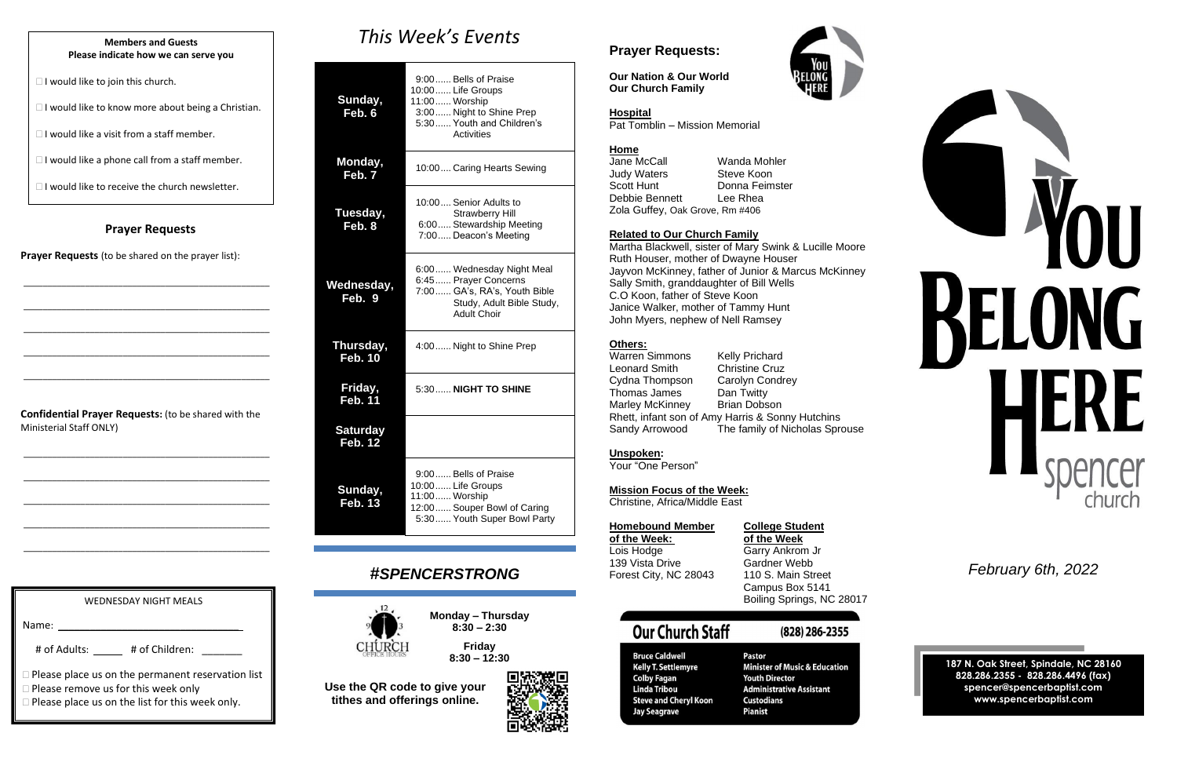**Members and Guests**
**Please indicate how we can serve you**

- ☐ I would like to join this church.
- ☐ I would like to know more about being a Christian.
- ☐ I would like a visit from a staff member.
- ☐ I would like a phone call from a staff member.
- ☐ I would like to receive the church newsletter.

## Prayer Requests

**Prayer Requests** (to be shared on the prayer list):

_______________________________________________

_______________________________________________

_______________________________________________

_______________________________________________

_______________________________________________

**Confidential Prayer Requests:** (to be shared with the Ministerial Staff ONLY)

_______________________________________________

_______________________________________________

_______________________________________________

_______________________________________________

_______________________________________________

WEDNESDAY NIGHT MEALS

Name: ________________________________

# of Adults: _____ # of Children: _______

- ☐ Please place us on the permanent reservation list
- ☐ Please remove us for this week only
- ☐ Please place us on the list for this week only.

# *This Week's Events*

| Day | Events |
|---|---|
| **Sunday, Feb. 6** | 9:00...... Bells of Praise<br>10:00...... Life Groups<br>11:00...... Worship<br>3:00...... Night to Shine Prep<br>5:30...... Youth and Children's Activities |
| **Monday, Feb. 7** | 10:00.... Caring Hearts Sewing |
| **Tuesday, Feb. 8** | 10:00.... Senior Adults to Strawberry Hill<br>6:00..... Stewardship Meeting<br>7:00..... Deacon's Meeting |
| **Wednesday, Feb. 9** | 6:00...... Wednesday Night Meal<br>6:45...... Prayer Concerns<br>7:00...... GA's, RA's, Youth Bible Study, Adult Bible Study, Adult Choir |
| **Thursday, Feb. 10** | 4:00...... Night to Shine Prep |
| **Friday, Feb. 11** | 5:30...... **NIGHT TO SHINE** |
| **Saturday Feb. 12** | |
| **Sunday, Feb. 13** | 9:00...... Bells of Praise<br>10:00...... Life Groups<br>11:00...... Worship<br>12:00...... Souper Bowl of Caring<br>5:30...... Youth Super Bowl Party |

## *#SPENCERSTRONG*

CHURCH OFFICE HOURS

**Monday – Thursday**
**8:30 – 2:30**

**Friday**
**8:30 – 12:30**

**Use the QR code to give your tithes and offerings online.**

## Prayer Requests:

**Our Nation & Our World**
**Our Church Family**

**Hospital**
Pat Tomblin – Mission Memorial

**Home**
Jane McCall, Wanda Mohler
Judy Waters, Steve Koon
Scott Hunt, Donna Feimster
Debbie Bennett, Lee Rhea
Zola Guffey, Oak Grove, Rm #406

**Related to Our Church Family**
Martha Blackwell, sister of Mary Swink & Lucille Moore
Ruth Houser, mother of Dwayne Houser
Jayvon McKinney, father of Junior & Marcus McKinney
Sally Smith, granddaughter of Bill Wells
C.O Koon, father of Steve Koon
Janice Walker, mother of Tammy Hunt
John Myers, nephew of Nell Ramsey

**Others:**
Warren Simmons, Kelly Prichard
Leonard Smith, Christine Cruz
Cydna Thompson, Carolyn Condrey
Thomas James, Dan Twitty
Marley McKinney, Brian Dobson
Rhett, infant son of Amy Harris & Sonny Hutchins
Sandy Arrowood, The family of Nicholas Sprouse

**Unspoken:**
Your "One Person"

**Mission Focus of the Week:**
Christine, Africa/Middle East

**Homebound Member of the Week:**
Lois Hodge
139 Vista Drive
Forest City, NC 28043

**College Student of the Week**
Garry Ankrom Jr
Gardner Webb
110 S. Main Street
Campus Box 5141
Boiling Springs, NC 28017

## Our Church Staff (828) 286-2355

| Name | Position |
|---|---|
| Bruce Caldwell | Pastor |
| Kelly T. Settlemyre | Minister of Music & Education |
| Colby Fagan | Youth Director |
| Linda Tribou | Administrative Assistant |
| Steve and Cheryl Koon | Custodians |
| Jay Seagrave | Pianist |

# YOU BELONG HERE

spencer church

*February 6th, 2022*

**187 N. Oak Street, Spindale, NC 28160**
**828.286.2355 - 828.286.4496 (fax)**
**spencer@spencerbaptist.com**
**www.spencerbaptist.com**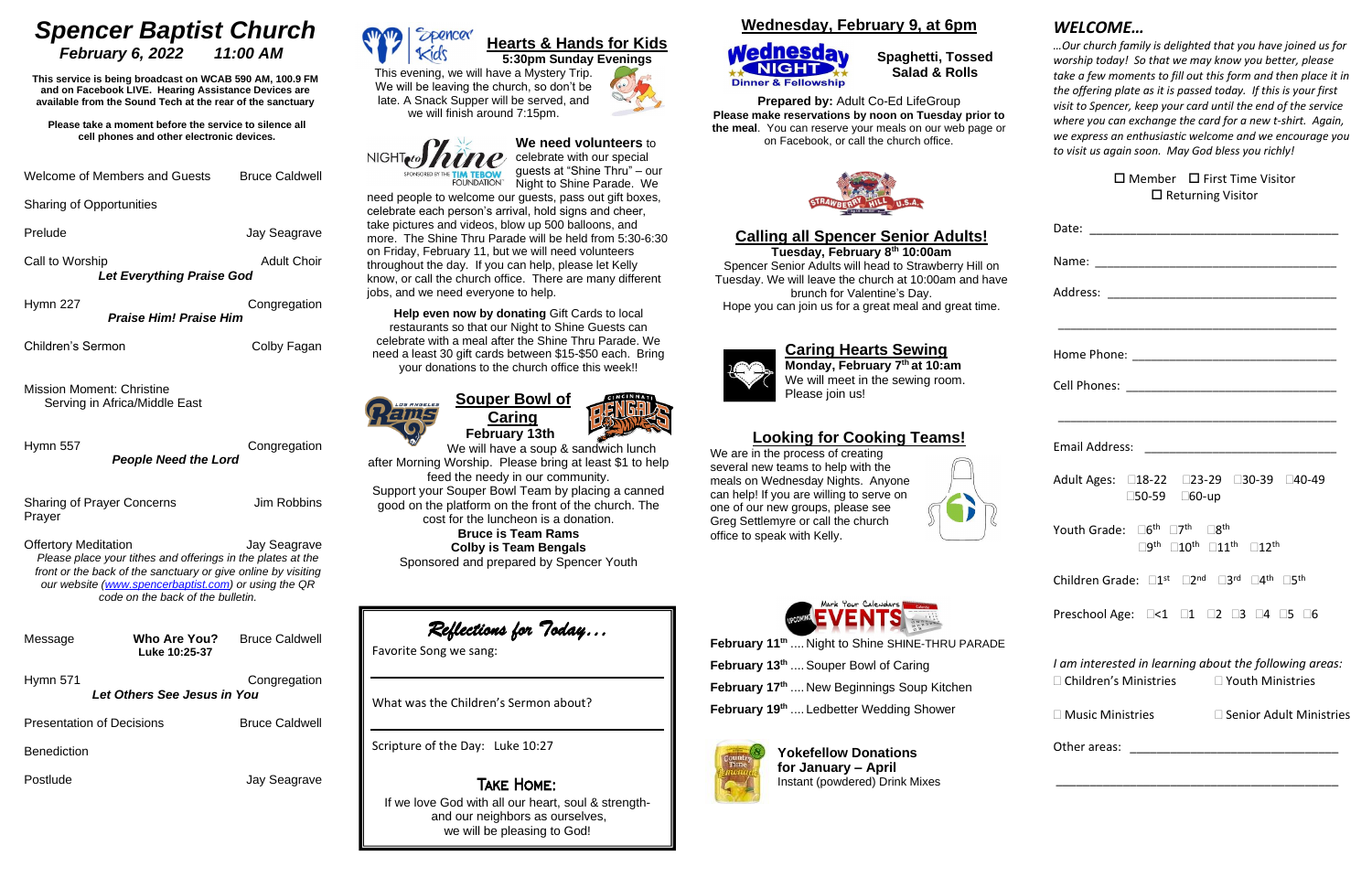# Spencer Baptist Church

***February 6, 2022 11:00 AM***

**This service is being broadcast on WCAB 590 AM, 100.9 FM and on Facebook LIVE. Hearing Assistance Devices are available from the Sound Tech at the rear of the sanctuary**

**Please take a moment before the service to silence all cell phones and other electronic devices.**

Welcome of Members and Guests — Bruce Caldwell

Sharing of Opportunities

Prelude — Jay Seagrave

Call to Worship — Adult Choir
***Let Everything Praise God***

Hymn 227 — Congregation
***Praise Him! Praise Him***

Children's Sermon — Colby Fagan

Mission Moment: Christine
Serving in Africa/Middle East

Hymn 557 — Congregation
***People Need the Lord***

Sharing of Prayer Concerns — Jim Robbins
Prayer

Offertory Meditation — Jay Seagrave
*Please place your tithes and offerings in the plates at the front or the back of the sanctuary or give online by visiting our website (www.spencerbaptist.com) or using the QR code on the back of the bulletin.*

Message — **Who Are You? Luke 10:25-37** — Bruce Caldwell

Hymn 571 — Congregation
***Let Others See Jesus in You***

Presentation of Decisions — Bruce Caldwell

Benediction

Postlude — Jay Seagrave

## Hearts & Hands for Kids

**5:30pm Sunday Evenings**

This evening, we will have a Mystery Trip. We will be leaving the church, so don't be late. A Snack Supper will be served, and we will finish around 7:15pm.

**We need volunteers** to celebrate with our special guests at "Shine Thru" – our Night to Shine Parade. We need people to welcome our guests, pass out gift boxes, celebrate each person's arrival, hold signs and cheer, take pictures and videos, blow up 500 balloons, and more. The Shine Thru Parade will be held from 5:30-6:30 on Friday, February 11, but we will need volunteers throughout the day. If you can help, please let Kelly know, or call the church office. There are many different jobs, and we need everyone to help.

**Help even now by donating** Gift Cards to local restaurants so that our Night to Shine Guests can celebrate with a meal after the Shine Thru Parade. We need a least 30 gift cards between $15-$50 each. Bring your donations to the church office this week!!

## Souper Bowl of Caring

**February 13th**

We will have a soup & sandwich lunch after Morning Worship. Please bring at least $1 to help feed the needy in our community.
Support your Souper Bowl Team by placing a canned good on the platform on the front of the church. The cost for the luncheon is a donation.
**Bruce is Team Rams**
**Colby is Team Bengals**
Sponsored and prepared by Spencer Youth

## *Reflections for Today…*

Favorite Song we sang:

What was the Children's Sermon about?

Scripture of the Day: Luke 10:27

**Take Home:**
If we love God with all our heart, soul & strength- and our neighbors as ourselves, we will be pleasing to God!

## Wednesday, February 9, at 6pm

**Spaghetti, Tossed Salad & Rolls**

**Prepared by:** Adult Co-Ed LifeGroup
**Please make reservations by noon on Tuesday prior to the meal**. You can reserve your meals on our web page or on Facebook, or call the church office.

## Calling all Spencer Senior Adults!

**Tuesday, February 8th 10:00am**

Spencer Senior Adults will head to Strawberry Hill on Tuesday. We will leave the church at 10:00am and have brunch for Valentine's Day.
Hope you can join us for a great meal and great time.

## Caring Hearts Sewing

**Monday, February 7th at 10:am**

We will meet in the sewing room. Please join us!

## Looking for Cooking Teams!

We are in the process of creating several new teams to help with the meals on Wednesday Nights. Anyone can help! If you are willing to serve on one of our new groups, please see Greg Settlemyre or call the church office to speak with Kelly.

## Upcoming Events

**February 11th** .... Night to Shine SHINE-THRU PARADE
**February 13th** .... Souper Bowl of Caring
**February 17th** .... New Beginnings Soup Kitchen
**February 19th** .... Ledbetter Wedding Shower

**Yokefellow Donations for January – April**
Instant (powdered) Drink Mixes

## *WELCOME…*

*…Our church family is delighted that you have joined us for worship today! So that we may know you better, please take a few moments to fill out this form and then place it in the offering plate as it is passed today. If this is your first visit to Spencer, keep your card until the end of the service where you can exchange the card for a new t-shirt. Again, we express an enthusiastic welcome and we encourage you to visit us again soon. May God bless you richly!*

☐ Member ☐ First Time Visitor ☐ Returning Visitor

Date: ______

Name: ______

Address: ______

Home Phone: ______

Cell Phones: ______

Email Address: ______

Adult Ages: ☐18-22 ☐23-29 ☐30-39 ☐40-49 ☐50-59 ☐60-up

Youth Grade: ☐6th ☐7th ☐8th ☐9th ☐10th ☐11th ☐12th

Children Grade: ☐1st ☐2nd ☐3rd ☐4th ☐5th

Preschool Age: ☐<1 ☐1 ☐2 ☐3 ☐4 ☐5 ☐6

*I am interested in learning about the following areas:*
☐ Children's Ministries ☐ Youth Ministries
☐ Music Ministries ☐ Senior Adult Ministries

Other areas: ______